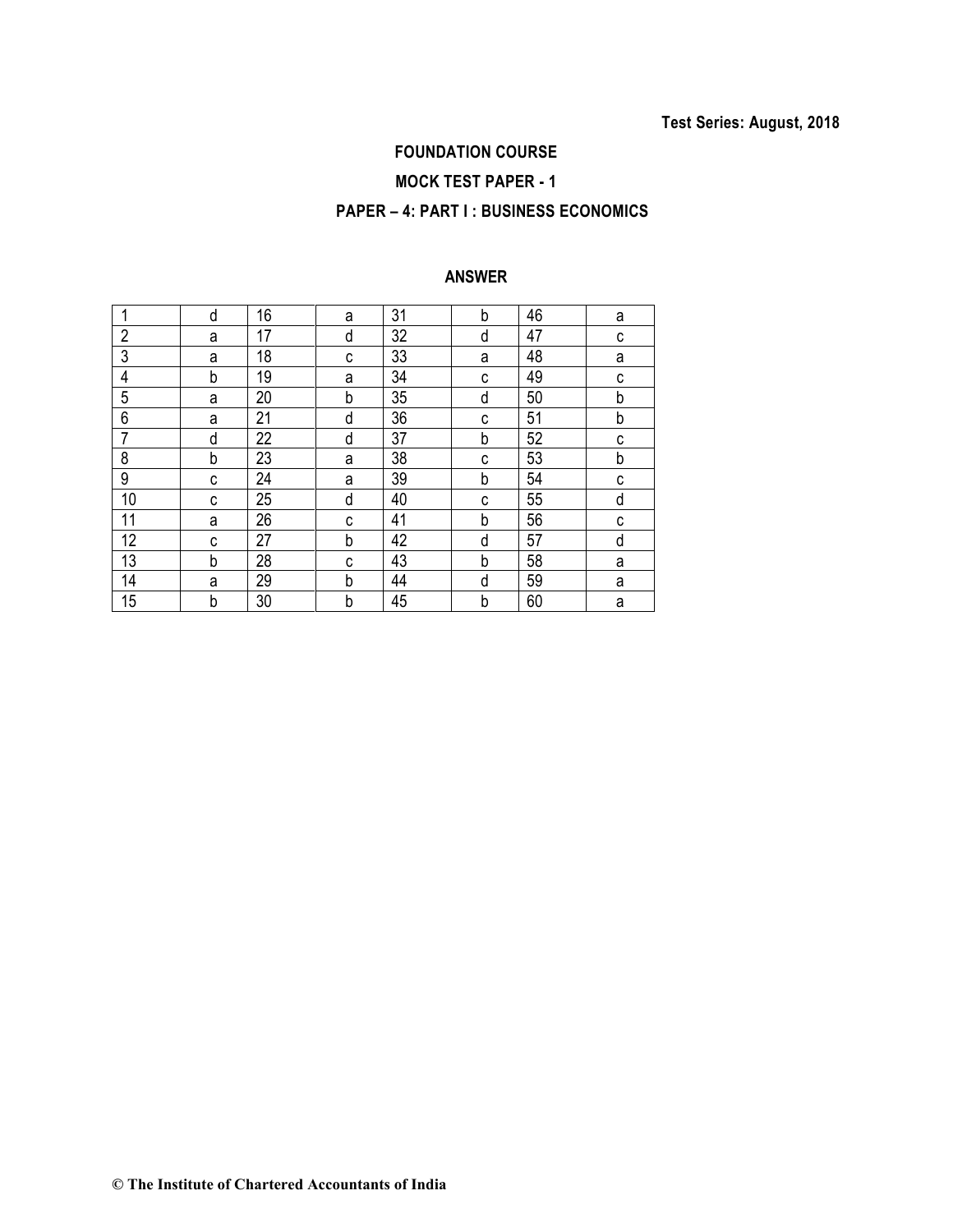Test Series: August, 2018

**FOUNDATION COURSE**

**MOCK TEST PAPER - 1**

**PAPER – 4: PART I : BUSINESS ECONOMICS**

**ANSWER**

| | | | | | | | |
|---|---|---|---|---|---|---|---|
| 1 | d | 16 | a | 31 | b | 46 | a |
| 2 | a | 17 | d | 32 | d | 47 | c |
| 3 | a | 18 | c | 33 | a | 48 | a |
| 4 | b | 19 | a | 34 | c | 49 | c |
| 5 | a | 20 | b | 35 | d | 50 | b |
| 6 | a | 21 | d | 36 | c | 51 | b |
| 7 | d | 22 | d | 37 | b | 52 | c |
| 8 | b | 23 | a | 38 | c | 53 | b |
| 9 | c | 24 | a | 39 | b | 54 | c |
| 10 | c | 25 | d | 40 | c | 55 | d |
| 11 | a | 26 | c | 41 | b | 56 | c |
| 12 | c | 27 | b | 42 | d | 57 | d |
| 13 | b | 28 | c | 43 | b | 58 | a |
| 14 | a | 29 | b | 44 | d | 59 | a |
| 15 | b | 30 | b | 45 | b | 60 | a |

© The Institute of Chartered Accountants of India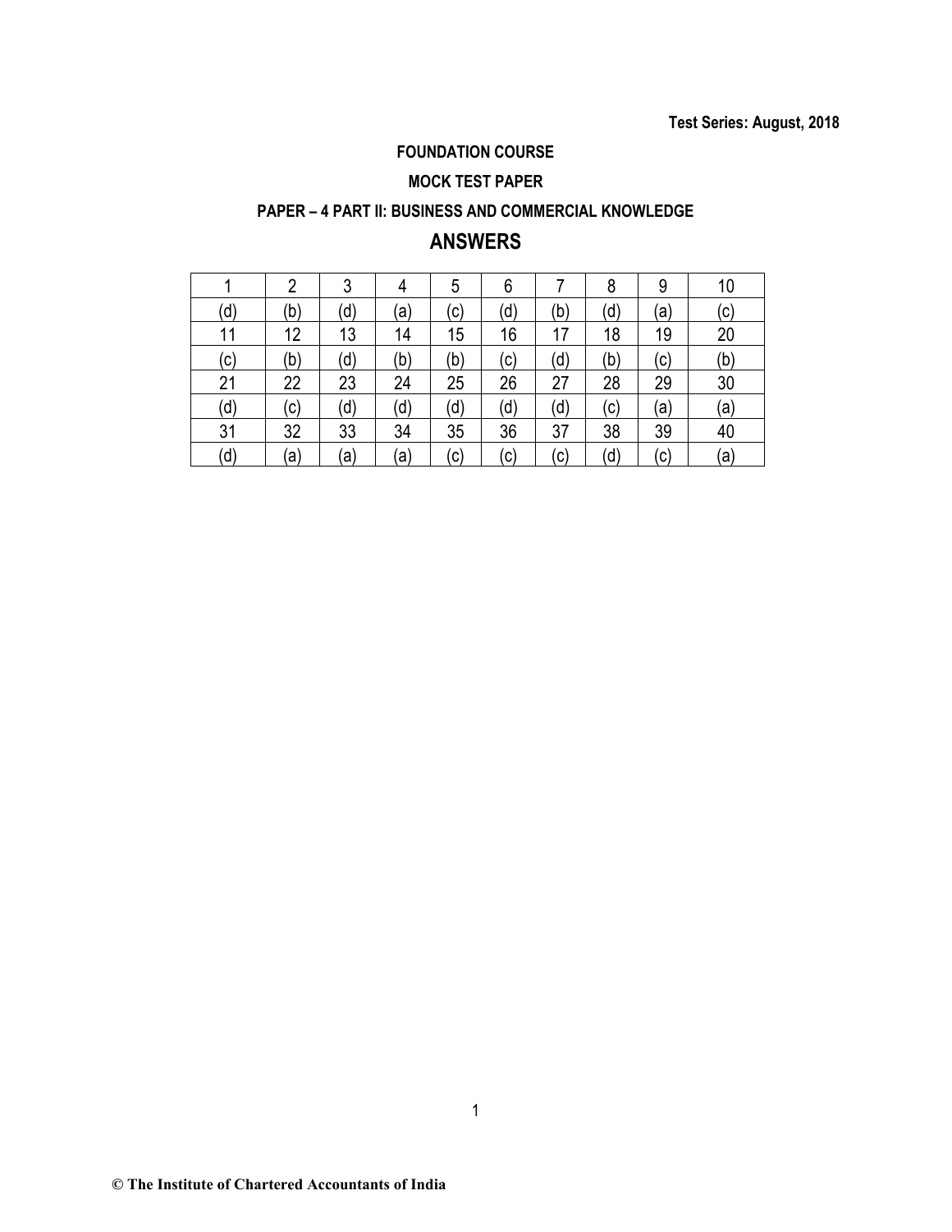Test Series: August, 2018

**FOUNDATION COURSE**

**MOCK TEST PAPER**

**PAPER – 4 PART II: BUSINESS AND COMMERCIAL KNOWLEDGE**

## ANSWERS

| | | | | | | | | | |
|---|---|---|---|---|---|---|---|---|---|
| 1 | 2 | 3 | 4 | 5 | 6 | 7 | 8 | 9 | 10 |
| (d) | (b) | (d) | (a) | (c) | (d) | (b) | (d) | (a) | (c) |
| 11 | 12 | 13 | 14 | 15 | 16 | 17 | 18 | 19 | 20 |
| (c) | (b) | (d) | (b) | (b) | (c) | (d) | (b) | (c) | (b) |
| 21 | 22 | 23 | 24 | 25 | 26 | 27 | 28 | 29 | 30 |
| (d) | (c) | (d) | (d) | (d) | (d) | (d) | (c) | (a) | (a) |
| 31 | 32 | 33 | 34 | 35 | 36 | 37 | 38 | 39 | 40 |
| (d) | (a) | (a) | (a) | (c) | (c) | (c) | (d) | (c) | (a) |

© The Institute of Chartered Accountants of India